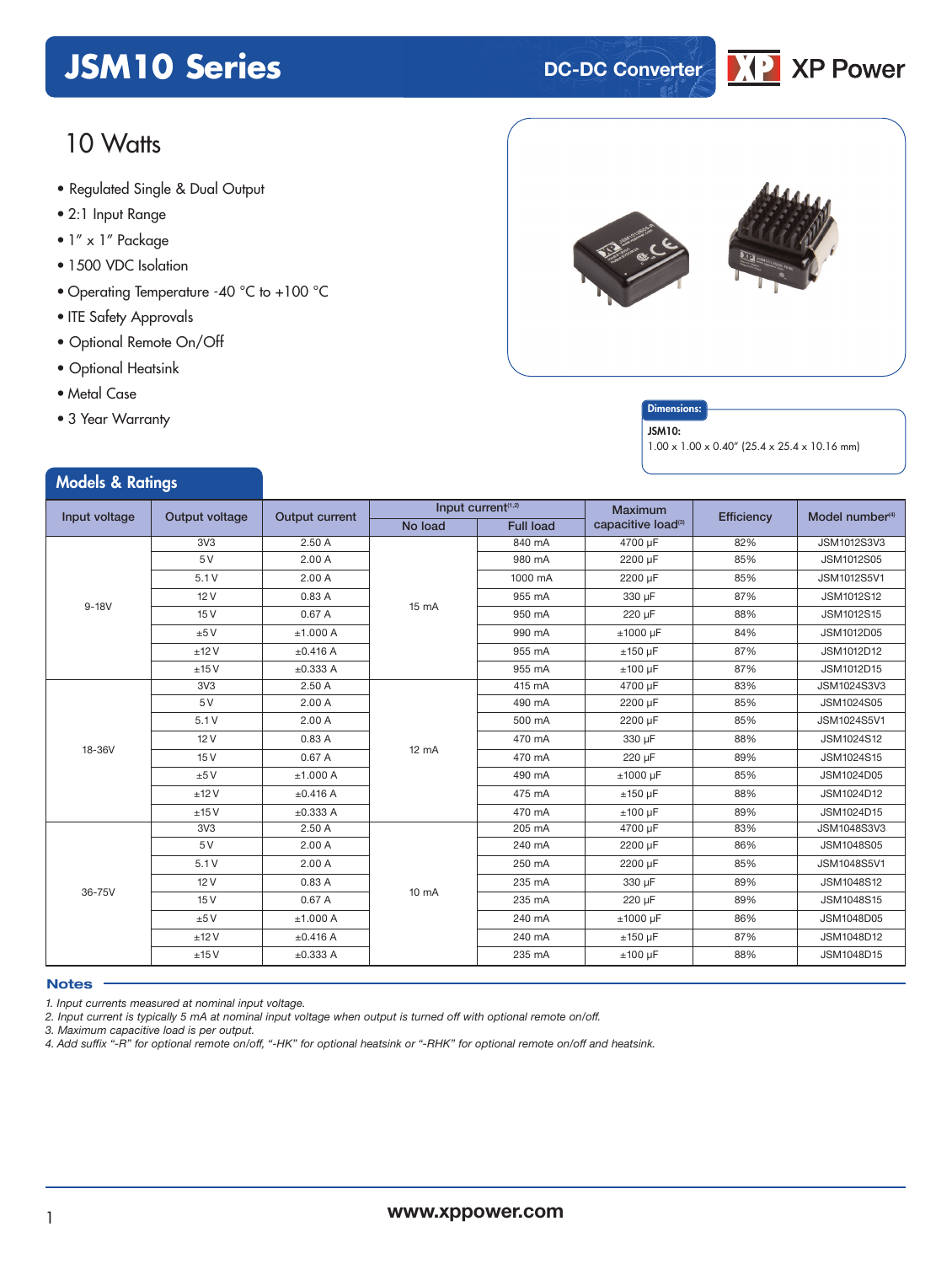# JSM10 Series

DC-DC Converter

XP Power

## 10 Watts

- Regulated Single & Dual Output
- 2:1 Input Range
- 1″ x 1″ Package
- 1500 VDC Isolation
- Operating Temperature -40 °C to +100 °C
- ITE Safety Approvals
- Optional Remote On/Off
- Optional Heatsink
- Metal Case
- 3 Year Warranty

**Dimensions:**

**JSM10:**
1.00 x 1.00 x 0.40″ (25.4 x 25.4 x 10.16 mm)

## Models & Ratings

| Input voltage | Output voltage | Output current | Input current[1,2] | | Maximum capacitive load[3] | Efficiency | Model number[4] |
|---|---|---|---|---|---|---|---|
| | | | No load | Full load | | | |
| 9-18V | 3V3 | 2.50 A | 15 mA | 840 mA | 4700 µF | 82% | JSM1012S3V3 |
| | 5 V | 2.00 A | | 980 mA | 2200 µF | 85% | JSM1012S05 |
| | 5.1 V | 2.00 A | | 1000 mA | 2200 µF | 85% | JSM1012S5V1 |
| | 12 V | 0.83 A | | 955 mA | 330 µF | 87% | JSM1012S12 |
| | 15 V | 0.67 A | | 950 mA | 220 µF | 88% | JSM1012S15 |
| | ±5 V | ±1.000 A | | 990 mA | ±1000 µF | 84% | JSM1012D05 |
| | ±12 V | ±0.416 A | | 955 mA | ±150 µF | 87% | JSM1012D12 |
| | ±15 V | ±0.333 A | | 955 mA | ±100 µF | 87% | JSM1012D15 |
| 18-36V | 3V3 | 2.50 A | 12 mA | 415 mA | 4700 µF | 83% | JSM1024S3V3 |
| | 5 V | 2.00 A | | 490 mA | 2200 µF | 85% | JSM1024S05 |
| | 5.1 V | 2.00 A | | 500 mA | 2200 µF | 85% | JSM1024S5V1 |
| | 12 V | 0.83 A | | 470 mA | 330 µF | 88% | JSM1024S12 |
| | 15 V | 0.67 A | | 470 mA | 220 µF | 89% | JSM1024S15 |
| | ±5 V | ±1.000 A | | 490 mA | ±1000 µF | 85% | JSM1024D05 |
| | ±12 V | ±0.416 A | | 475 mA | ±150 µF | 88% | JSM1024D12 |
| | ±15 V | ±0.333 A | | 470 mA | ±100 µF | 89% | JSM1024D15 |
| 36-75V | 3V3 | 2.50 A | 10 mA | 205 mA | 4700 µF | 83% | JSM1048S3V3 |
| | 5 V | 2.00 A | | 240 mA | 2200 µF | 86% | JSM1048S05 |
| | 5.1 V | 2.00 A | | 250 mA | 2200 µF | 85% | JSM1048S5V1 |
| | 12 V | 0.83 A | | 235 mA | 330 µF | 89% | JSM1048S12 |
| | 15 V | 0.67 A | | 235 mA | 220 µF | 89% | JSM1048S15 |
| | ±5 V | ±1.000 A | | 240 mA | ±1000 µF | 86% | JSM1048D05 |
| | ±12 V | ±0.416 A | | 240 mA | ±150 µF | 87% | JSM1048D12 |
| | ±15 V | ±0.333 A | | 235 mA | ±100 µF | 88% | JSM1048D15 |

### Notes

*1. Input currents measured at nominal input voltage.*
*2. Input current is typically 5 mA at nominal input voltage when output is turned off with optional remote on/off.*
*3. Maximum capacitive load is per output.*
*4. Add suffix "-R" for optional remote on/off, "-HK" for optional heatsink or "-RHK" for optional remote on/off and heatsink.*

www.xppower.com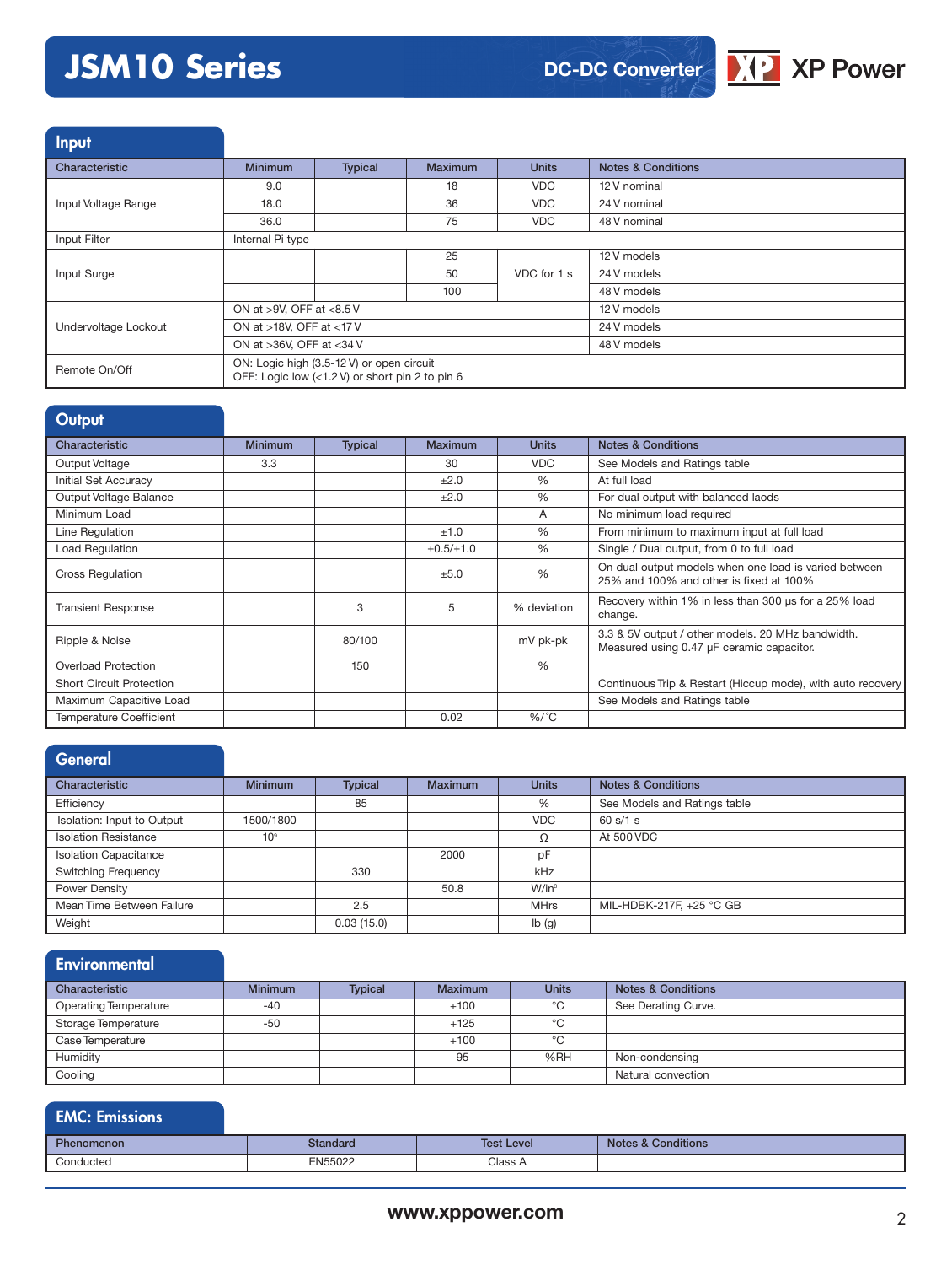# JSM10 Series

DC-DC Converter

XP Power

## Input

| Characteristic | Minimum | Typical | Maximum | Units | Notes & Conditions |
|---|---|---|---|---|---|
| Input Voltage Range | 9.0 | | 18 | VDC | 12 V nominal |
| | 18.0 | | 36 | VDC | 24 V nominal |
| | 36.0 | | 75 | VDC | 48 V nominal |
| Input Filter | Internal Pi type | | | | |
| Input Surge | | | 25 | VDC for 1 s | 12 V models |
| | | | 50 | | 24 V models |
| | | | 100 | | 48 V models |
| Undervoltage Lockout | ON at >9V, OFF at <8.5 V | | | | 12 V models |
| | ON at >18V, OFF at <17 V | | | | 24 V models |
| | ON at >36V, OFF at <34 V | | | | 48 V models |
| Remote On/Off | ON: Logic high (3.5-12 V) or open circuit<br>OFF: Logic low (<1.2 V) or short pin 2 to pin 6 | | | | |

## Output

| Characteristic | Minimum | Typical | Maximum | Units | Notes & Conditions |
|---|---|---|---|---|---|
| Output Voltage | 3.3 | | 30 | VDC | See Models and Ratings table |
| Initial Set Accuracy | | | ±2.0 | % | At full load |
| Output Voltage Balance | | | ±2.0 | % | For dual output with balanced laods |
| Minimum Load | | | | A | No minimum load required |
| Line Regulation | | | ±1.0 | % | From minimum to maximum input at full load |
| Load Regulation | | | ±0.5/±1.0 | % | Single / Dual output, from 0 to full load |
| Cross Regulation | | | ±5.0 | % | On dual output models when one load is varied between 25% and 100% and other is fixed at 100% |
| Transient Response | | 3 | 5 | % deviation | Recovery within 1% in less than 300 µs for a 25% load change. |
| Ripple & Noise | | 80/100 | | mV pk-pk | 3.3 & 5V output / other models. 20 MHz bandwidth. Measured using 0.47 µF ceramic capacitor. |
| Overload Protection | | 150 | | % | |
| Short Circuit Protection | | | | | Continuous Trip & Restart (Hiccup mode), with auto recovery |
| Maximum Capacitive Load | | | | | See Models and Ratings table |
| Temperature Coefficient | | | 0.02 | %/˚C | |

## General

| Characteristic | Minimum | Typical | Maximum | Units | Notes & Conditions |
|---|---|---|---|---|---|
| Efficiency | | 85 | | % | See Models and Ratings table |
| Isolation: Input to Output | 1500/1800 | | | VDC | 60 s/1 s |
| Isolation Resistance | $10^9$ | | | Ω | At 500 VDC |
| Isolation Capacitance | | | 2000 | pF | |
| Switching Frequency | | 330 | | kHz | |
| Power Density | | | 50.8 | W/in³ | |
| Mean Time Between Failure | | 2.5 | | MHrs | MIL-HDBK-217F, +25 °C GB |
| Weight | | 0.03 (15.0) | | lb (g) | |

## Environmental

| Characteristic | Minimum | Typical | Maximum | Units | Notes & Conditions |
|---|---|---|---|---|---|
| Operating Temperature | -40 | | +100 | °C | See Derating Curve. |
| Storage Temperature | -50 | | +125 | °C | |
| Case Temperature | | | +100 | °C | |
| Humidity | | | 95 | %RH | Non-condensing |
| Cooling | | | | | Natural convection |

## EMC: Emissions

| Phenomenon | Standard | Test Level | Notes & Conditions |
|---|---|---|---|
| Conducted | EN55022 | Class A | |

www.xppower.com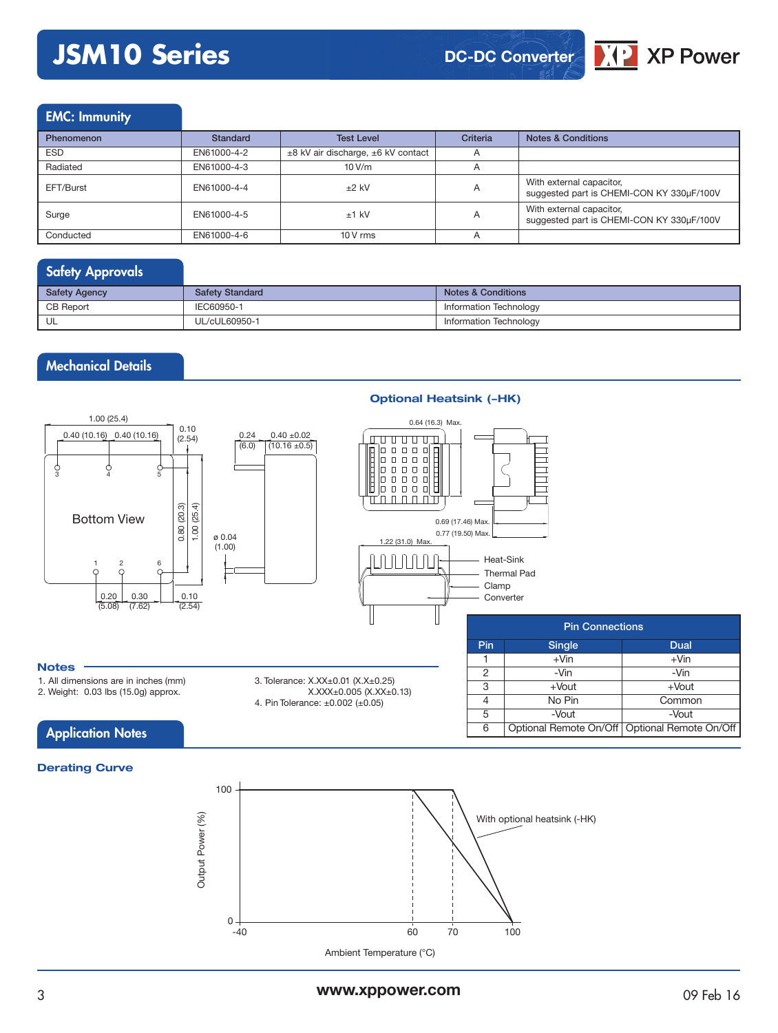# JSM10 Series

DC-DC Converter

## EMC: Immunity

| Phenomenon | Standard | Test Level | Criteria | Notes & Conditions |
|---|---|---|---|---|
| ESD | EN61000-4-2 | ±8 kV air discharge, ±6 kV contact | A | |
| Radiated | EN61000-4-3 | 10 V/m | A | |
| EFT/Burst | EN61000-4-4 | ±2 kV | A | With external capacitor, suggested part is CHEMI-CON KY 330µF/100V |
| Surge | EN61000-4-5 | ±1 kV | A | With external capacitor, suggested part is CHEMI-CON KY 330µF/100V |
| Conducted | EN61000-4-6 | 10 V rms | A | |

## Safety Approvals

| Safety Agency | Safety Standard | Notes & Conditions |
|---|---|---|
| CB Report | IEC60950-1 | Information Technology |
| UL | UL/cUL60950-1 | Information Technology |

## Mechanical Details

1.00 (25.4)
0.40 (10.16) 0.40 (10.16)
0.10 (2.54)
3 4 5
Bottom View
0.80 (20.3)
1.00 (25.4)
1 2 6
0.20 (5.08) 0.30 (7.62) 0.10 (2.54)
0.24 (6.0)
0.40 ±0.02 (10.16 ±0.5)
ø 0.04 (1.00)

### Optional Heatsink (-HK)

0.64 (16.3) Max.
0.69 (17.46) Max.
0.77 (19.50) Max.
1.22 (31.0) Max.
Heat-Sink
Thermal Pad
Clamp
Converter

| Pin Connections | | |
|---|---|---|
| Pin | Single | Dual |
| 1 | +Vin | +Vin |
| 2 | -Vin | -Vin |
| 3 | +Vout | +Vout |
| 4 | No Pin | Common |
| 5 | -Vout | -Vout |
| 6 | Optional Remote On/Off | Optional Remote On/Off |

### Notes

1. All dimensions are in inches (mm)
2. Weight: 0.03 lbs (15.0g) approx.
3. Tolerance: X.XX±0.01 (X.X±0.25)
   X.XXX±0.005 (X.XX±0.13)
4. Pin Tolerance: ±0.002 (±0.05)

## Application Notes

### Derating Curve

100
0
Output Power (%)
-40
60
70
100
Ambient Temperature (°C)
With optional heatsink (-HK)